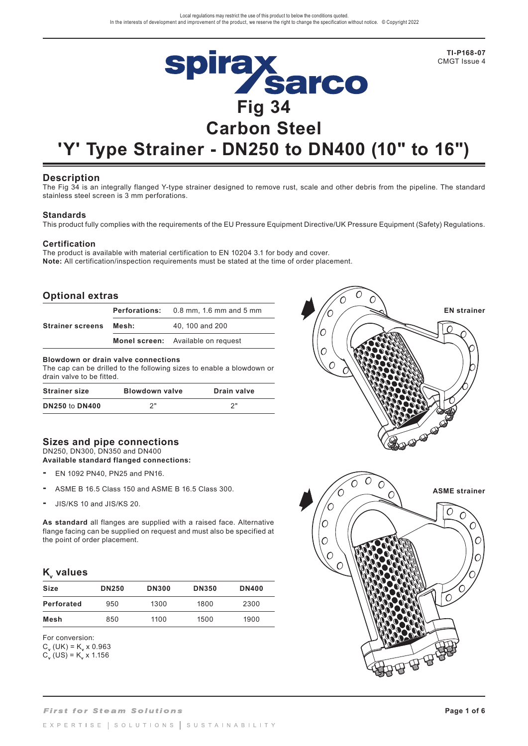TI-P168-07
CMGT Issue 4

# Fig 34
# Carbon Steel
# 'Y' Type Strainer - DN250 to DN400 (10" to 16")

## Description

The Fig 34 is an integrally flanged Y-type strainer designed to remove rust, scale and other debris from the pipeline. The standard stainless steel screen is 3 mm perforations.

### Standards

This product fully complies with the requirements of the EU Pressure Equipment Directive/UK Pressure Equipment (Safety) Regulations.

### Certification

The product is available with material certification to EN 10204 3.1 for body and cover.
**Note:** All certification/inspection requirements must be stated at the time of order placement.

## Optional extras

| | | |
|---|---|---|
| **Strainer screens** | **Perforations:** | 0.8 mm, 1.6 mm and 5 mm |
| | **Mesh:** | 40, 100 and 200 |
| | **Monel screen:** | Available on request |

**Blowdown or drain valve connections**
The cap can be drilled to the following sizes to enable a blowdown or drain valve to be fitted.

| Strainer size | Blowdown valve | Drain valve |
|---|---|---|
| **DN250** to **DN400** | 2" | 2" |

EN strainer

ASME strainer

## Sizes and pipe connections

DN250, DN300, DN350 and DN400
**Available standard flanged connections:**

- EN 1092 PN40, PN25 and PN16.
- ASME B 16.5 Class 150 and ASME B 16.5 Class 300.
- JIS/KS 10 and JIS/KS 20.

**As standard** all flanges are supplied with a raised face. Alternative flange facing can be supplied on request and must also be specified at the point of order placement.

## $K_v$ values

| Size | DN250 | DN300 | DN350 | DN400 |
|---|---|---|---|---|
| **Perforated** | 950 | 1300 | 1800 | 2300 |
| **Mesh** | 850 | 1100 | 1500 | 1900 |

For conversion:
$C_v$ (UK) = $K_v$ x 0.963
$C_v$ (US) = $K_v$ x 1.156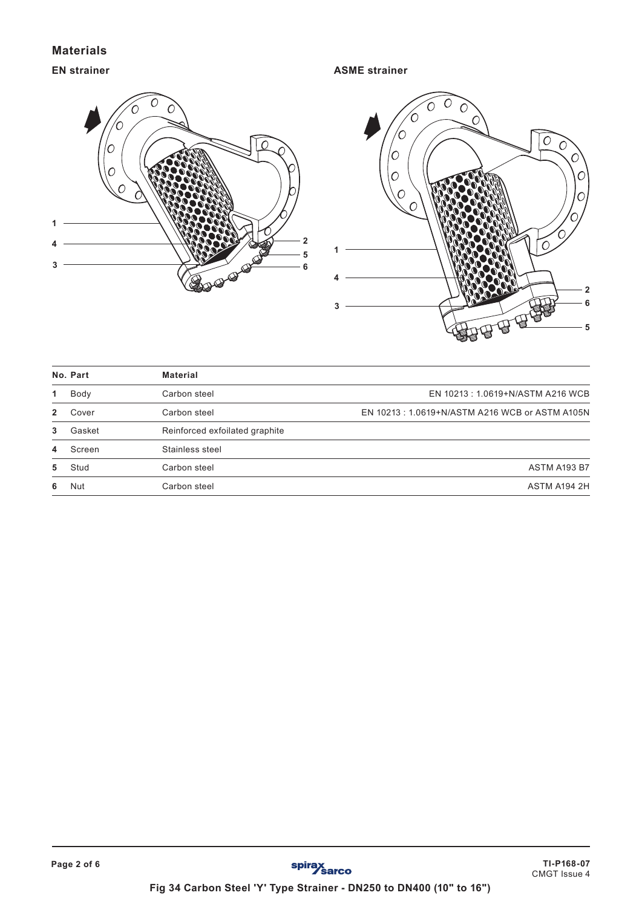## Materials

**EN strainer**

**ASME strainer**

| No. | Part | Material | |
|---|---|---|---|
| 1 | Body | Carbon steel | EN 10213 : 1.0619+N/ASTM A216 WCB |
| 2 | Cover | Carbon steel | EN 10213 : 1.0619+N/ASTM A216 WCB or ASTM A105N |
| 3 | Gasket | Reinforced exfoilated graphite | |
| 4 | Screen | Stainless steel | |
| 5 | Stud | Carbon steel | ASTM A193 B7 |
| 6 | Nut | Carbon steel | ASTM A194 2H |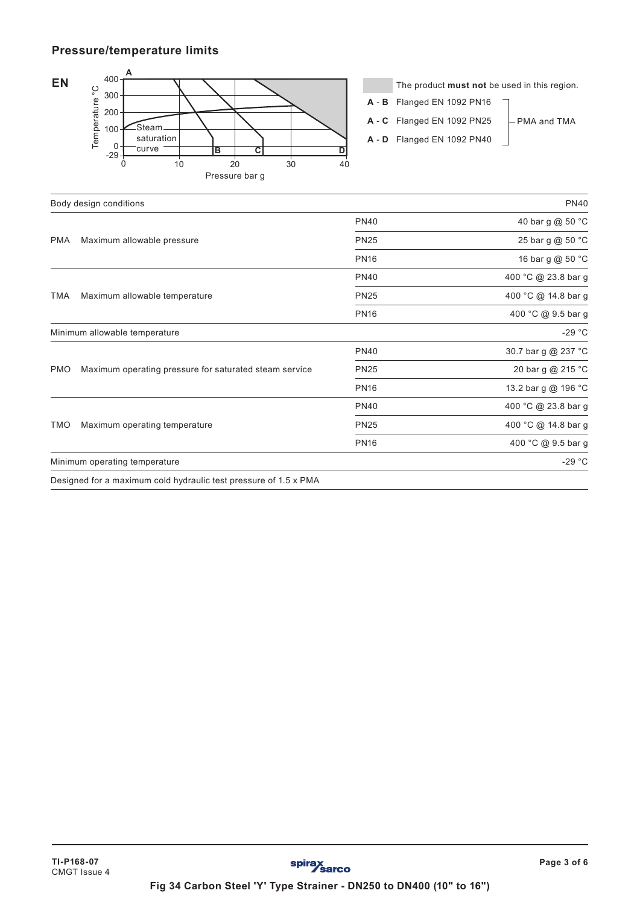## Pressure/temperature limits

**EN**

The product **must not** be used in this region.

**A - B** Flanged EN 1092 PN16
**A - C** Flanged EN 1092 PN25
**A - D** Flanged EN 1092 PN40

PMA and TMA

| Body design conditions | | | PN40 |
|---|---|---|---|
| PMA | Maximum allowable pressure | PN40 | 40 bar g @ 50 °C |
| | | PN25 | 25 bar g @ 50 °C |
| | | PN16 | 16 bar g @ 50 °C |
| TMA | Maximum allowable temperature | PN40 | 400 °C @ 23.8 bar g |
| | | PN25 | 400 °C @ 14.8 bar g |
| | | PN16 | 400 °C @ 9.5 bar g |
| Minimum allowable temperature | | | -29 °C |
| PMO | Maximum operating pressure for saturated steam service | PN40 | 30.7 bar g @ 237 °C |
| | | PN25 | 20 bar g @ 215 °C |
| | | PN16 | 13.2 bar g @ 196 °C |
| TMO | Maximum operating temperature | PN40 | 400 °C @ 23.8 bar g |
| | | PN25 | 400 °C @ 14.8 bar g |
| | | PN16 | 400 °C @ 9.5 bar g |
| Minimum operating temperature | | | -29 °C |

Designed for a maximum cold hydraulic test pressure of 1.5 x PMA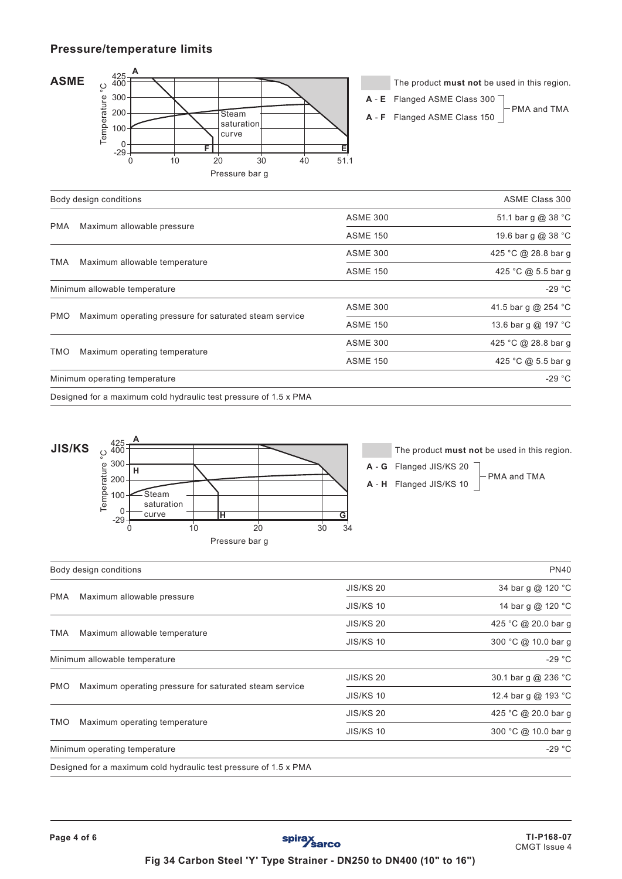## Pressure/temperature limits

**ASME**

The product **must not** be used in this region.

**A - E** Flanged ASME Class 300 — PMA and TMA
**A - F** Flanged ASME Class 150 — PMA and TMA

| Body design conditions | | | ASME Class 300 |
|---|---|---|---|
| PMA | Maximum allowable pressure | ASME 300 | 51.1 bar g @ 38 °C |
| | | ASME 150 | 19.6 bar g @ 38 °C |
| TMA | Maximum allowable temperature | ASME 300 | 425 °C @ 28.8 bar g |
| | | ASME 150 | 425 °C @ 5.5 bar g |
| Minimum allowable temperature | | | -29 °C |
| PMO | Maximum operating pressure for saturated steam service | ASME 300 | 41.5 bar g @ 254 °C |
| | | ASME 150 | 13.6 bar g @ 197 °C |
| TMO | Maximum operating temperature | ASME 300 | 425 °C @ 28.8 bar g |
| | | ASME 150 | 425 °C @ 5.5 bar g |
| Minimum operating temperature | | | -29 °C |
| Designed for a maximum cold hydraulic test pressure of 1.5 x PMA | | | |

**JIS/KS**

The product **must not** be used in this region.

**A - G** Flanged JIS/KS 20 — PMA and TMA
**A - H** Flanged JIS/KS 10 — PMA and TMA

| Body design conditions | | | PN40 |
|---|---|---|---|
| PMA | Maximum allowable pressure | JIS/KS 20 | 34 bar g @ 120 °C |
| | | JIS/KS 10 | 14 bar g @ 120 °C |
| TMA | Maximum allowable temperature | JIS/KS 20 | 425 °C @ 20.0 bar g |
| | | JIS/KS 10 | 300 °C @ 10.0 bar g |
| Minimum allowable temperature | | | -29 °C |
| PMO | Maximum operating pressure for saturated steam service | JIS/KS 20 | 30.1 bar g @ 236 °C |
| | | JIS/KS 10 | 12.4 bar g @ 193 °C |
| TMO | Maximum operating temperature | JIS/KS 20 | 425 °C @ 20.0 bar g |
| | | JIS/KS 10 | 300 °C @ 10.0 bar g |
| Minimum operating temperature | | | -29 °C |
| Designed for a maximum cold hydraulic test pressure of 1.5 x PMA | | | |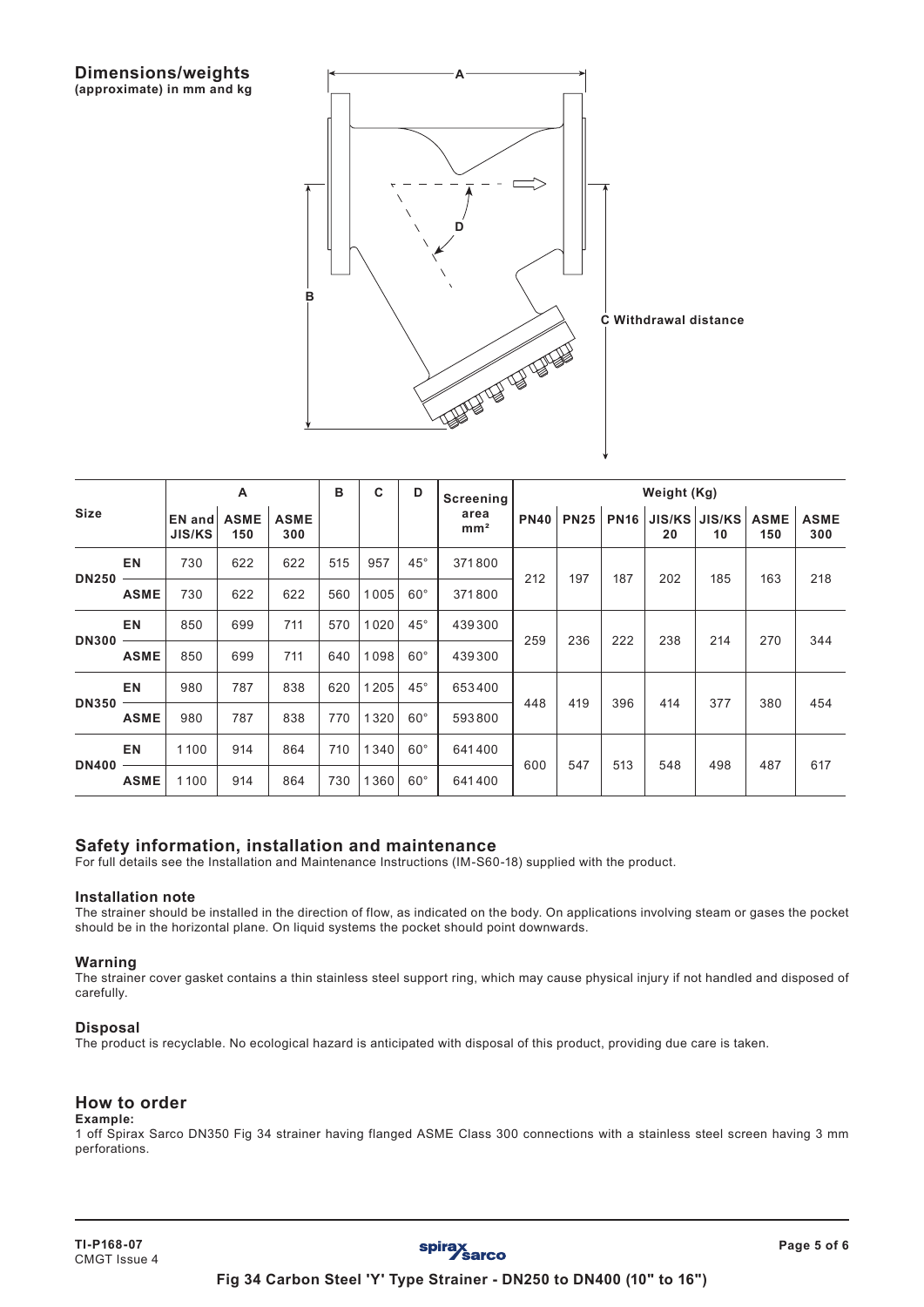## Dimensions/weights

**(approximate) in mm and kg**

A

B

D

C Withdrawal distance

| Size | | A | | | B | C | D | Screening area mm² | Weight (Kg) | | | | | | |
|---|---|---|---|---|---|---|---|---|---|---|---|---|---|---|---|
| | | EN and JIS/KS | ASME 150 | ASME 300 | | | | | PN40 | PN25 | PN16 | JIS/KS 20 | JIS/KS 10 | ASME 150 | ASME 300 |
| DN250 | EN | 730 | 622 | 622 | 515 | 957 | 45° | 371800 | 212 | 197 | 187 | 202 | 185 | 163 | 218 |
| | ASME | 730 | 622 | 622 | 560 | 1005 | 60° | 371800 | | | | | | | |
| DN300 | EN | 850 | 699 | 711 | 570 | 1020 | 45° | 439300 | 259 | 236 | 222 | 238 | 214 | 270 | 344 |
| | ASME | 850 | 699 | 711 | 640 | 1098 | 60° | 439300 | | | | | | | |
| DN350 | EN | 980 | 787 | 838 | 620 | 1205 | 45° | 653400 | 448 | 419 | 396 | 414 | 377 | 380 | 454 |
| | ASME | 980 | 787 | 838 | 770 | 1320 | 60° | 593800 | | | | | | | |
| DN400 | EN | 1100 | 914 | 864 | 710 | 1340 | 60° | 641400 | 600 | 547 | 513 | 548 | 498 | 487 | 617 |
| | ASME | 1100 | 914 | 864 | 730 | 1360 | 60° | 641400 | | | | | | | |

## Safety information, installation and maintenance

For full details see the Installation and Maintenance Instructions (IM-S60-18) supplied with the product.

### Installation note

The strainer should be installed in the direction of flow, as indicated on the body. On applications involving steam or gases the pocket should be in the horizontal plane. On liquid systems the pocket should point downwards.

### Warning

The strainer cover gasket contains a thin stainless steel support ring, which may cause physical injury if not handled and disposed of carefully.

### Disposal

The product is recyclable. No ecological hazard is anticipated with disposal of this product, providing due care is taken.

## How to order

**Example:**

1 off Spirax Sarco DN350 Fig 34 strainer having flanged ASME Class 300 connections with a stainless steel screen having 3 mm perforations.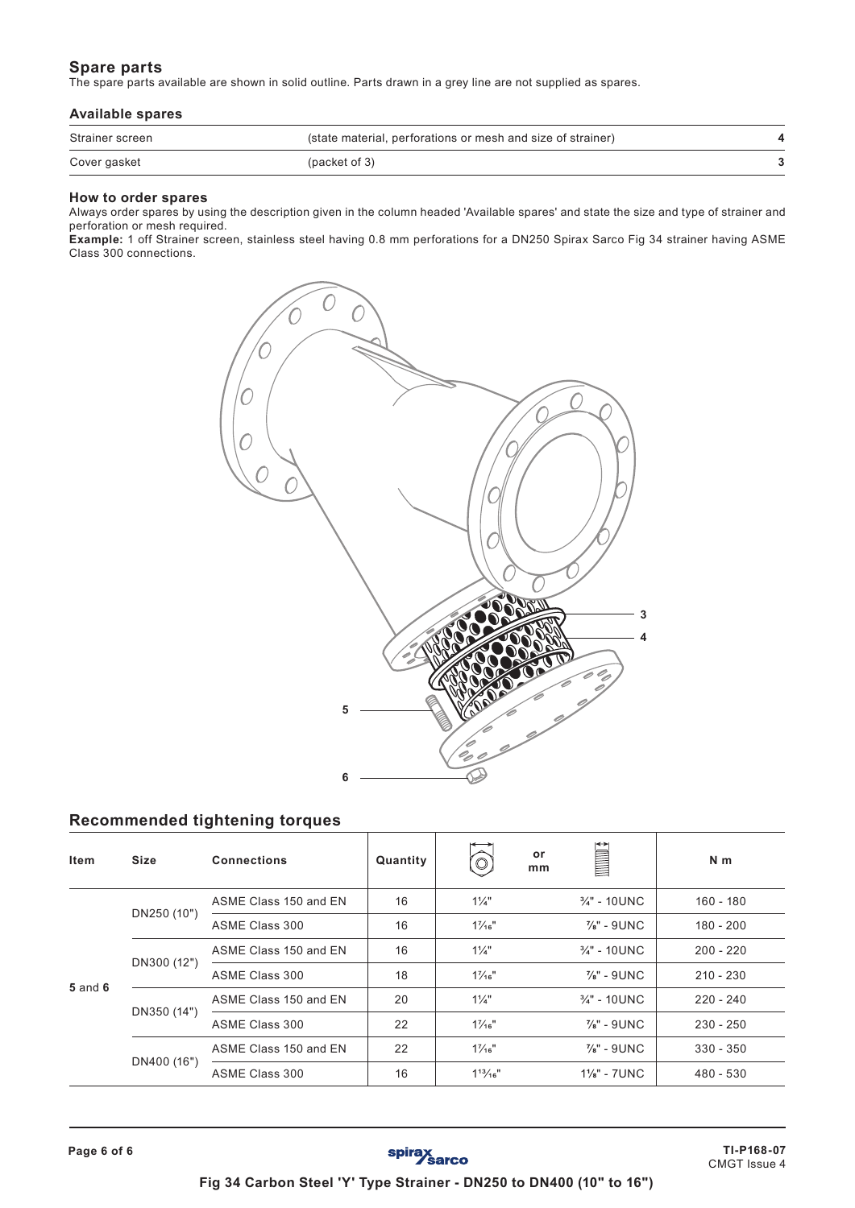## Spare parts

The spare parts available are shown in solid outline. Parts drawn in a grey line are not supplied as spares.

### Available spares

| | | |
|---|---|---|
| Strainer screen | (state material, perforations or mesh and size of strainer) | **4** |
| Cover gasket | (packet of 3) | **3** |

### How to order spares

Always order spares by using the description given in the column headed 'Available spares' and state the size and type of strainer and perforation or mesh required.

**Example:** 1 off Strainer screen, stainless steel having 0.8 mm perforations for a DN250 Spirax Sarco Fig 34 strainer having ASME Class 300 connections.

3

4

5

6

## Recommended tightening torques

| Item | Size | Connections | Quantity | (nut) | or mm | (stud) | N m |
|---|---|---|---|---|---|---|---|
| **5** and **6** | DN250 (10") | ASME Class 150 and EN | 16 | 1¼" | | ¾" - 10UNC | 160 - 180 |
| | | ASME Class 300 | 16 | 1⁷⁄₁₆" | | ⅞" - 9UNC | 180 - 200 |
| | DN300 (12") | ASME Class 150 and EN | 16 | 1¼" | | ¾" - 10UNC | 200 - 220 |
| | | ASME Class 300 | 18 | 1⁷⁄₁₆" | | ⅞" - 9UNC | 210 - 230 |
| | DN350 (14") | ASME Class 150 and EN | 20 | 1¼" | | ¾" - 10UNC | 220 - 240 |
| | | ASME Class 300 | 22 | 1⁷⁄₁₆" | | ⅞" - 9UNC | 230 - 250 |
| | DN400 (16") | ASME Class 150 and EN | 22 | 1⁷⁄₁₆" | | ⅞" - 9UNC | 330 - 350 |
| | | ASME Class 300 | 16 | 1¹³⁄₁₆" | | 1⅛" - 7UNC | 480 - 530 |